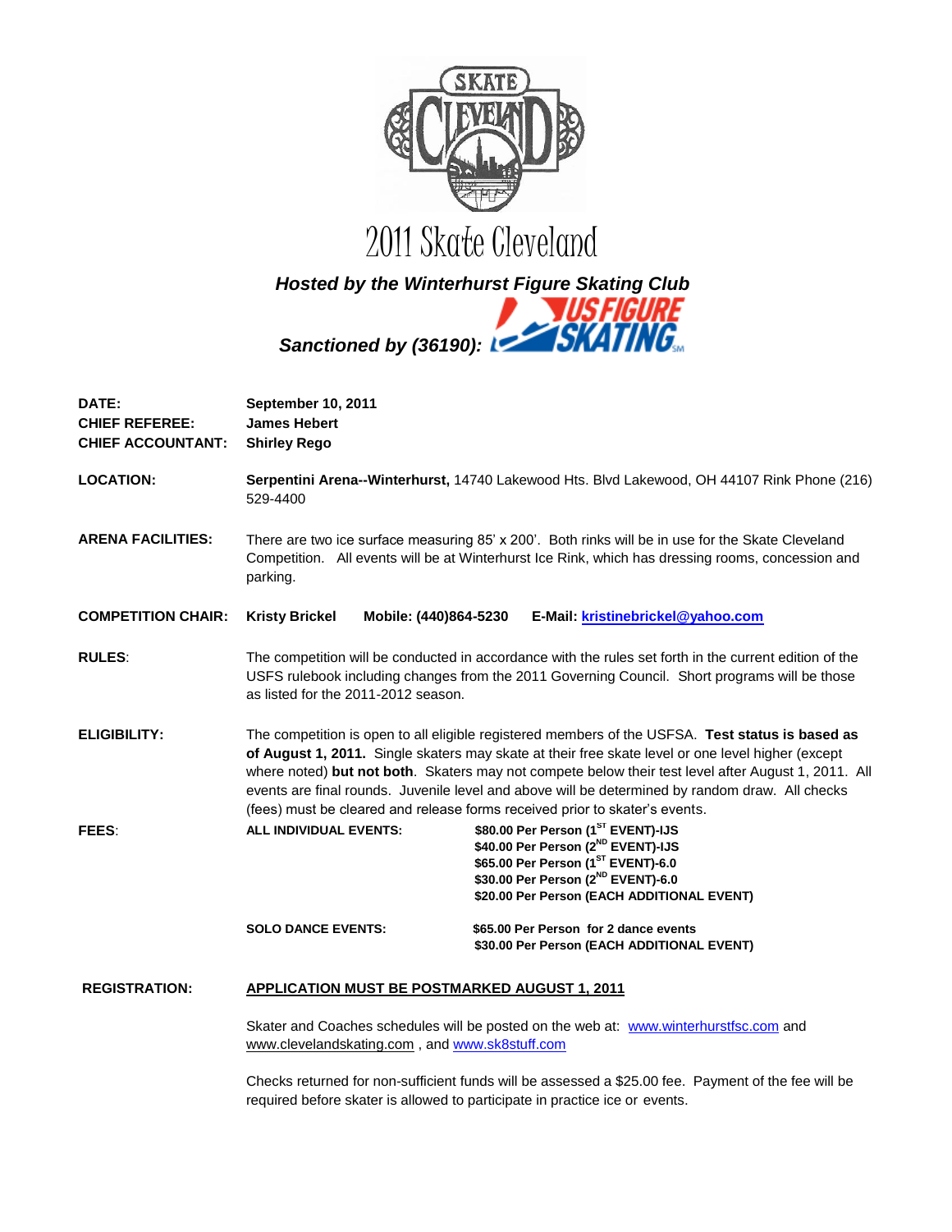# 2011 Skate Cleveland

***Hosted by the Winterhurst Figure Skating Club***

***Sanctioned by (36190):*** US FIGURE SKATING

| | |
|---|---|
| **DATE:** | **September 10, 2011** |
| **CHIEF REFEREE:** | **James Hebert** |
| **CHIEF ACCOUNTANT:** | **Shirley Rego** |

**LOCATION:** **Serpentini Arena--Winterhurst,** 14740 Lakewood Hts. Blvd Lakewood, OH 44107 Rink Phone (216) 529-4400

**ARENA FACILITIES:** There are two ice surface measuring 85' x 200'. Both rinks will be in use for the Skate Cleveland Competition. All events will be at Winterhurst Ice Rink, which has dressing rooms, concession and parking.

**COMPETITION CHAIR:** **Kristy Brickel** **Mobile: (440)864-5230** **E-Mail: kristinebrickel@yahoo.com**

**RULES**: The competition will be conducted in accordance with the rules set forth in the current edition of the USFS rulebook including changes from the 2011 Governing Council. Short programs will be those as listed for the 2011-2012 season.

**ELIGIBILITY:** The competition is open to all eligible registered members of the USFSA. **Test status is based as of August 1, 2011.** Single skaters may skate at their free skate level or one level higher (except where noted) **but not both**. Skaters may not compete below their test level after August 1, 2011. All events are final rounds. Juvenile level and above will be determined by random draw. All checks (fees) must be cleared and release forms received prior to skater's events.

**FEES**:

| | |
|---|---|
| **ALL INDIVIDUAL EVENTS:** | **$80.00 Per Person (1ST EVENT)-IJS** |
| | **$40.00 Per Person (2ND EVENT)-IJS** |
| | **$65.00 Per Person (1ST EVENT)-6.0** |
| | **$30.00 Per Person (2ND EVENT)-6.0** |
| | **$20.00 Per Person (EACH ADDITIONAL EVENT)** |
| **SOLO DANCE EVENTS:** | **$65.00 Per Person for 2 dance events** |
| | **$30.00 Per Person (EACH ADDITIONAL EVENT)** |

**REGISTRATION:** **APPLICATION MUST BE POSTMARKED AUGUST 1, 2011**

Skater and Coaches schedules will be posted on the web at: www.winterhurstfsc.com and www.clevelandskating.com , and www.sk8stuff.com

Checks returned for non-sufficient funds will be assessed a $25.00 fee. Payment of the fee will be required before skater is allowed to participate in practice ice or events.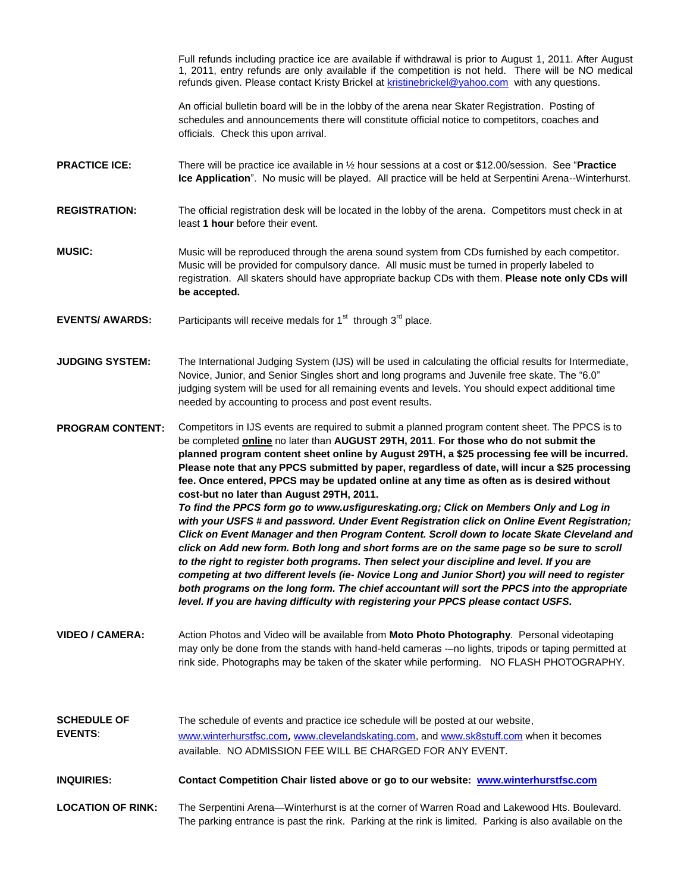Full refunds including practice ice are available if withdrawal is prior to August 1, 2011. After August 1, 2011, entry refunds are only available if the competition is not held. There will be NO medical refunds given. Please contact Kristy Brickel at kristinebrickel@yahoo.com with any questions.

An official bulletin board will be in the lobby of the arena near Skater Registration. Posting of schedules and announcements there will constitute official notice to competitors, coaches and officials. Check this upon arrival.

**PRACTICE ICE:** There will be practice ice available in ½ hour sessions at a cost or $12.00/session. See "**Practice Ice Application**". No music will be played. All practice will be held at Serpentini Arena--Winterhurst.

**REGISTRATION:** The official registration desk will be located in the lobby of the arena. Competitors must check in at least **1 hour** before their event.

**MUSIC:** Music will be reproduced through the arena sound system from CDs furnished by each competitor. Music will be provided for compulsory dance. All music must be turned in properly labeled to registration. All skaters should have appropriate backup CDs with them. **Please note only CDs will be accepted.**

**EVENTS/ AWARDS:** Participants will receive medals for 1st through 3rd place.

**JUDGING SYSTEM:** The International Judging System (IJS) will be used in calculating the official results for Intermediate, Novice, Junior, and Senior Singles short and long programs and Juvenile free skate. The "6.0" judging system will be used for all remaining events and levels. You should expect additional time needed by accounting to process and post event results.

**PROGRAM CONTENT:** Competitors in IJS events are required to submit a planned program content sheet. The PPCS is to be completed **online** no later than **AUGUST 29TH, 2011**. **For those who do not submit the planned program content sheet online by August 29TH, a $25 processing fee will be incurred. Please note that any PPCS submitted by paper, regardless of date, will incur a $25 processing fee. Once entered, PPCS may be updated online at any time as often as is desired without cost-but no later than August 29TH, 2011.**
***To find the PPCS form go to www.usfigureskating.org; Click on Members Only and Log in with your USFS # and password. Under Event Registration click on Online Event Registration; Click on Event Manager and then Program Content. Scroll down to locate Skate Cleveland and click on Add new form. Both long and short forms are on the same page so be sure to scroll to the right to register both programs. Then select your discipline and level. If you are competing at two different levels (ie- Novice Long and Junior Short) you will need to register both programs on the long form. The chief accountant will sort the PPCS into the appropriate level. If you are having difficulty with registering your PPCS please contact USFS.***

**VIDEO / CAMERA:** Action Photos and Video will be available from **Moto Photo Photography**. Personal videotaping may only be done from the stands with hand-held cameras -–no lights, tripods or taping permitted at rink side. Photographs may be taken of the skater while performing. NO FLASH PHOTOGRAPHY.

**SCHEDULE OF EVENTS**: The schedule of events and practice ice schedule will be posted at our website, www.winterhurstfsc.com, www.clevelandskating.com, and www.sk8stuff.com when it becomes available. NO ADMISSION FEE WILL BE CHARGED FOR ANY EVENT.

**INQUIRIES:** **Contact Competition Chair listed above or go to our website: www.winterhurstfsc.com**

**LOCATION OF RINK:** The Serpentini Arena—Winterhurst is at the corner of Warren Road and Lakewood Hts. Boulevard. The parking entrance is past the rink. Parking at the rink is limited. Parking is also available on the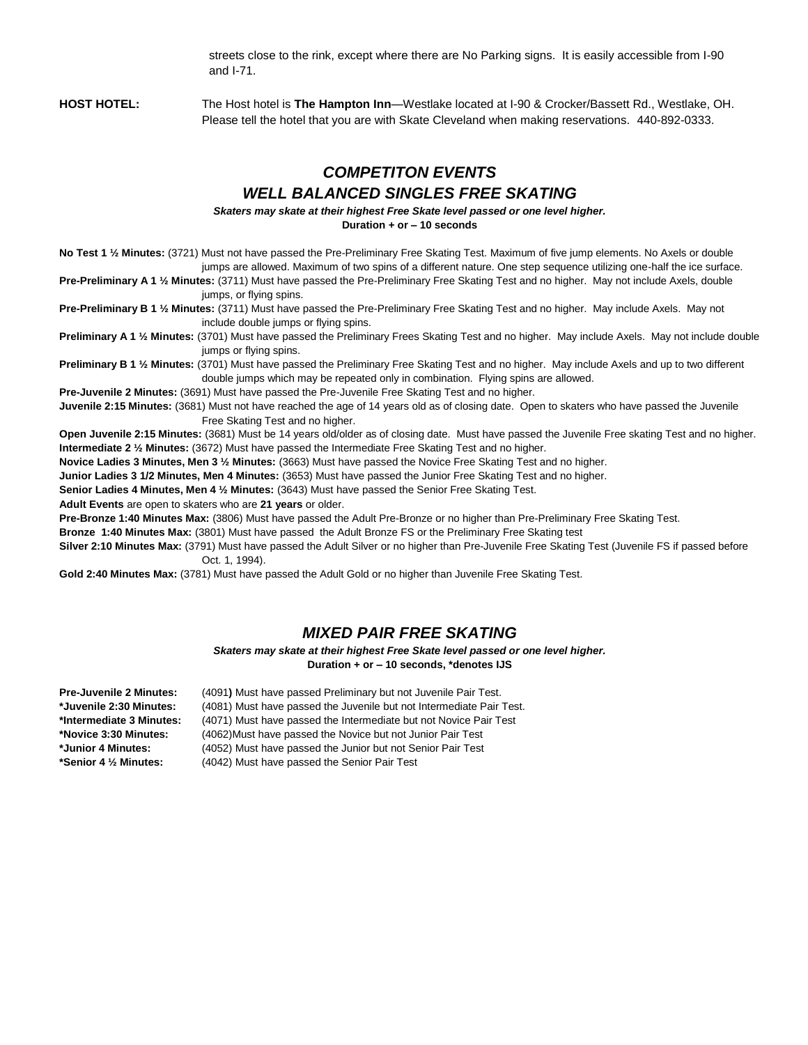streets close to the rink, except where there are No Parking signs. It is easily accessible from I-90 and I-71.

**HOST HOTEL:** The Host hotel is **The Hampton Inn**—Westlake located at I-90 & Crocker/Bassett Rd., Westlake, OH. Please tell the hotel that you are with Skate Cleveland when making reservations. 440-892-0333.

## *COMPETITON EVENTS*

## *WELL BALANCED SINGLES FREE SKATING*

***Skaters may skate at their highest Free Skate level passed or one level higher.***
**Duration + or – 10 seconds**

**No Test 1 ½ Minutes:** (3721) Must not have passed the Pre-Preliminary Free Skating Test. Maximum of five jump elements. No Axels or double jumps are allowed. Maximum of two spins of a different nature. One step sequence utilizing one-half the ice surface.

**Pre-Preliminary A 1 ½ Minutes:** (3711) Must have passed the Pre-Preliminary Free Skating Test and no higher. May not include Axels, double jumps, or flying spins.

**Pre-Preliminary B 1 ½ Minutes:** (3711) Must have passed the Pre-Preliminary Free Skating Test and no higher. May include Axels. May not include double jumps or flying spins.

**Preliminary A 1 ½ Minutes:** (3701) Must have passed the Preliminary Frees Skating Test and no higher. May include Axels. May not include double jumps or flying spins.

**Preliminary B 1 ½ Minutes:** (3701) Must have passed the Preliminary Free Skating Test and no higher. May include Axels and up to two different double jumps which may be repeated only in combination. Flying spins are allowed.

**Pre-Juvenile 2 Minutes:** (3691) Must have passed the Pre-Juvenile Free Skating Test and no higher.

**Juvenile 2:15 Minutes:** (3681) Must not have reached the age of 14 years old as of closing date. Open to skaters who have passed the Juvenile Free Skating Test and no higher.

**Open Juvenile 2:15 Minutes:** (3681) Must be 14 years old/older as of closing date. Must have passed the Juvenile Free skating Test and no higher.

**Intermediate 2 ½ Minutes:** (3672) Must have passed the Intermediate Free Skating Test and no higher.

**Novice Ladies 3 Minutes, Men 3 ½ Minutes:** (3663) Must have passed the Novice Free Skating Test and no higher.

**Junior Ladies 3 1/2 Minutes, Men 4 Minutes:** (3653) Must have passed the Junior Free Skating Test and no higher.

**Senior Ladies 4 Minutes, Men 4 ½ Minutes:** (3643) Must have passed the Senior Free Skating Test.

**Adult Events** are open to skaters who are **21 years** or older.

**Pre-Bronze 1:40 Minutes Max:** (3806) Must have passed the Adult Pre-Bronze or no higher than Pre-Preliminary Free Skating Test.

**Bronze 1:40 Minutes Max:** (3801) Must have passed the Adult Bronze FS or the Preliminary Free Skating test

**Silver 2:10 Minutes Max:** (3791) Must have passed the Adult Silver or no higher than Pre-Juvenile Free Skating Test (Juvenile FS if passed before Oct. 1, 1994).

**Gold 2:40 Minutes Max:** (3781) Must have passed the Adult Gold or no higher than Juvenile Free Skating Test.

## *MIXED PAIR FREE SKATING*

***Skaters may skate at their highest Free Skate level passed or one level higher.***
**Duration + or – 10 seconds, *denotes IJS**

**Pre-Juvenile 2 Minutes:** (4091**)** Must have passed Preliminary but not Juvenile Pair Test.
**\*Juvenile 2:30 Minutes:** (4081) Must have passed the Juvenile but not Intermediate Pair Test.
**\*Intermediate 3 Minutes:** (4071) Must have passed the Intermediate but not Novice Pair Test
**\*Novice 3:30 Minutes:** (4062)Must have passed the Novice but not Junior Pair Test
**\*Junior 4 Minutes:** (4052) Must have passed the Junior but not Senior Pair Test
**\*Senior 4 ½ Minutes:** (4042) Must have passed the Senior Pair Test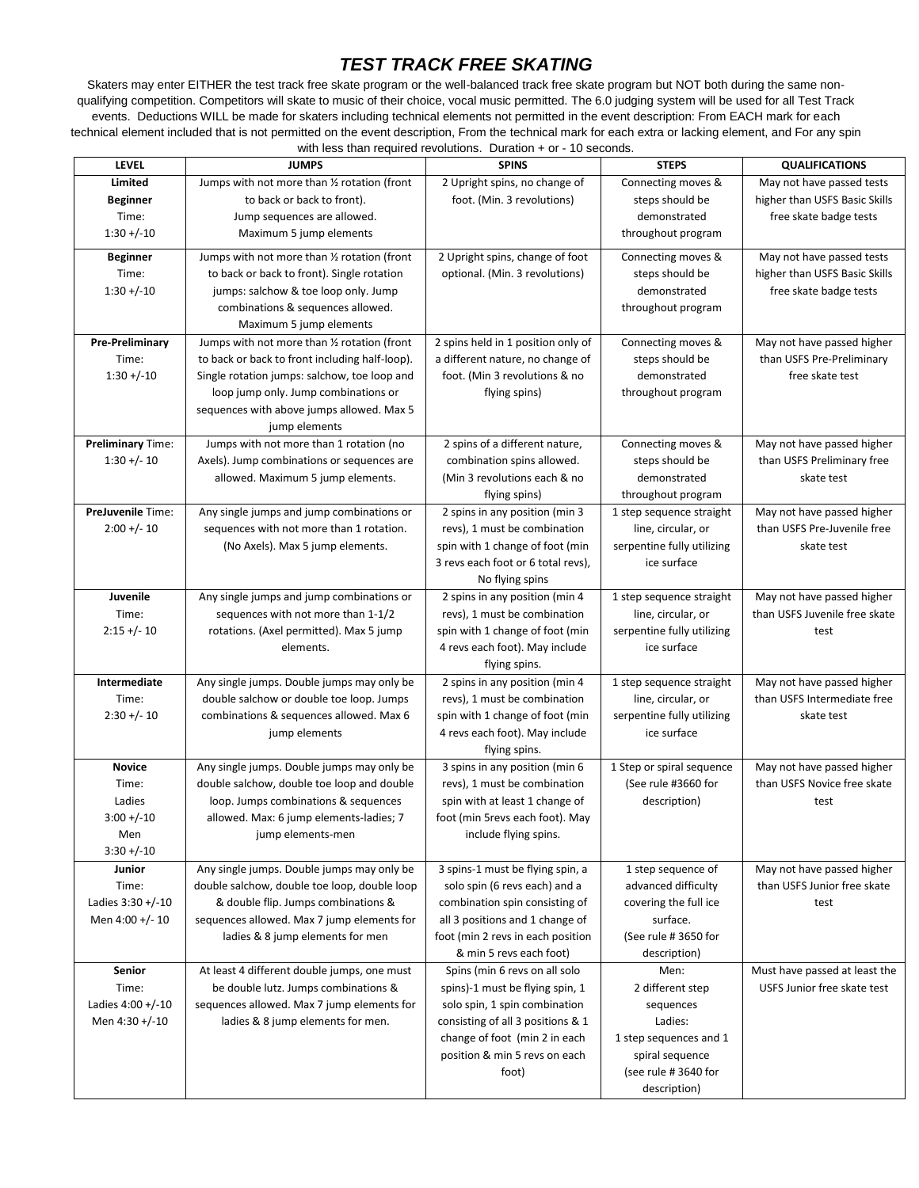## *TEST TRACK FREE SKATING*

Skaters may enter EITHER the test track free skate program or the well-balanced track free skate program but NOT both during the same non-qualifying competition. Competitors will skate to music of their choice, vocal music permitted. The 6.0 judging system will be used for all Test Track events. Deductions WILL be made for skaters including technical elements not permitted in the event description: From EACH mark for each technical element included that is not permitted on the event description, From the technical mark for each extra or lacking element, and For any spin with less than required revolutions. Duration + or - 10 seconds.

| LEVEL | JUMPS | SPINS | STEPS | QUALIFICATIONS |
|---|---|---|---|---|
| **Limited Beginner** Time: 1:30 +/-10 | Jumps with not more than ½ rotation (front to back or back to front). Jump sequences are allowed. Maximum 5 jump elements | 2 Upright spins, no change of foot. (Min. 3 revolutions) | Connecting moves & steps should be demonstrated throughout program | May not have passed tests higher than USFS Basic Skills free skate badge tests |
| **Beginner** Time: 1:30 +/-10 | Jumps with not more than ½ rotation (front to back or back to front). Single rotation jumps: salchow & toe loop only. Jump combinations & sequences allowed. Maximum 5 jump elements | 2 Upright spins, change of foot optional. (Min. 3 revolutions) | Connecting moves & steps should be demonstrated throughout program | May not have passed tests higher than USFS Basic Skills free skate badge tests |
| **Pre-Preliminary** Time: 1:30 +/-10 | Jumps with not more than ½ rotation (front to back or back to front including half-loop). Single rotation jumps: salchow, toe loop and loop jump only. Jump combinations or sequences with above jumps allowed. Max 5 jump elements | 2 spins held in 1 position only of a different nature, no change of foot. (Min 3 revolutions & no flying spins) | Connecting moves & steps should be demonstrated throughout program | May not have passed higher than USFS Pre-Preliminary free skate test |
| **Preliminary** Time: 1:30 +/- 10 | Jumps with not more than 1 rotation (no Axels). Jump combinations or sequences are allowed. Maximum 5 jump elements. | 2 spins of a different nature, combination spins allowed. (Min 3 revolutions each & no flying spins) | Connecting moves & steps should be demonstrated throughout program | May not have passed higher than USFS Preliminary free skate test |
| **PreJuvenile** Time: 2:00 +/- 10 | Any single jumps and jump combinations or sequences with not more than 1 rotation. (No Axels). Max 5 jump elements. | 2 spins in any position (min 3 revs), 1 must be combination spin with 1 change of foot (min 3 revs each foot or 6 total revs), No flying spins | 1 step sequence straight line, circular, or serpentine fully utilizing ice surface | May not have passed higher than USFS Pre-Juvenile free skate test |
| **Juvenile** Time: 2:15 +/- 10 | Any single jumps and jump combinations or sequences with not more than 1-1/2 rotations. (Axel permitted). Max 5 jump elements. | 2 spins in any position (min 4 revs), 1 must be combination spin with 1 change of foot (min 4 revs each foot). May include flying spins. | 1 step sequence straight line, circular, or serpentine fully utilizing ice surface | May not have passed higher than USFS Juvenile free skate test |
| **Intermediate** Time: 2:30 +/- 10 | Any single jumps. Double jumps may only be double salchow or double toe loop. Jumps combinations & sequences allowed. Max 6 jump elements | 2 spins in any position (min 4 revs), 1 must be combination spin with 1 change of foot (min 4 revs each foot). May include flying spins. | 1 step sequence straight line, circular, or serpentine fully utilizing ice surface | May not have passed higher than USFS Intermediate free skate test |
| **Novice** Time: Ladies 3:00 +/-10 Men 3:30 +/-10 | Any single jumps. Double jumps may only be double salchow, double toe loop and double loop. Jumps combinations & sequences allowed. Max: 6 jump elements-ladies; 7 jump elements-men | 3 spins in any position (min 6 revs), 1 must be combination spin with at least 1 change of foot (min 5revs each foot). May include flying spins. | 1 Step or spiral sequence (See rule #3660 for description) | May not have passed higher than USFS Novice free skate test |
| **Junior** Time: Ladies 3:30 +/-10 Men 4:00 +/- 10 | Any single jumps. Double jumps may only be double salchow, double toe loop, double loop & double flip. Jumps combinations & sequences allowed. Max 7 jump elements for ladies & 8 jump elements for men | 3 spins-1 must be flying spin, a solo spin (6 revs each) and a combination spin consisting of all 3 positions and 1 change of foot (min 2 revs in each position & min 5 revs each foot) | 1 step sequence of advanced difficulty covering the full ice surface. (See rule # 3650 for description) | May not have passed higher than USFS Junior free skate test |
| **Senior** Time: Ladies 4:00 +/-10 Men 4:30 +/-10 | At least 4 different double jumps, one must be double lutz. Jumps combinations & sequences allowed. Max 7 jump elements for ladies & 8 jump elements for men. | Spins (min 6 revs on all solo spins)-1 must be flying spin, 1 solo spin, 1 spin combination consisting of all 3 positions & 1 change of foot (min 2 in each position & min 5 revs on each foot) | Men: 2 different step sequences Ladies: 1 step sequences and 1 spiral sequence (see rule # 3640 for description) | Must have passed at least the USFS Junior free skate test |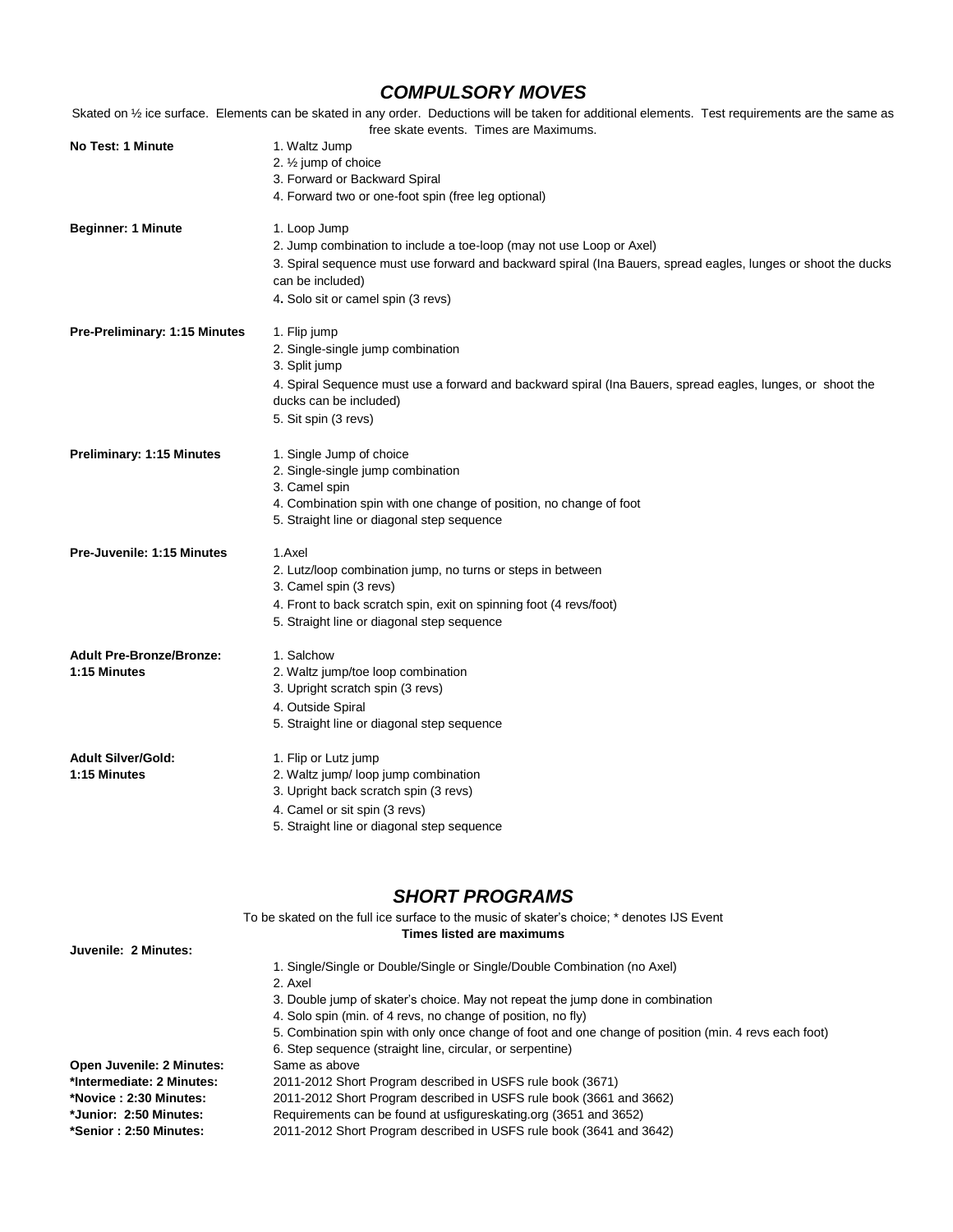## *COMPULSORY MOVES*

Skated on ½ ice surface. Elements can be skated in any order. Deductions will be taken for additional elements. Test requirements are the same as free skate events. Times are Maximums.

**No Test: 1 Minute**
1. Waltz Jump
2. ½ jump of choice
3. Forward or Backward Spiral
4. Forward two or one-foot spin (free leg optional)

**Beginner: 1 Minute**
1. Loop Jump
2. Jump combination to include a toe-loop (may not use Loop or Axel)
3. Spiral sequence must use forward and backward spiral (Ina Bauers, spread eagles, lunges or shoot the ducks can be included)
4. Solo sit or camel spin (3 revs)

**Pre-Preliminary: 1:15 Minutes**
1. Flip jump
2. Single-single jump combination
3. Split jump
4. Spiral Sequence must use a forward and backward spiral (Ina Bauers, spread eagles, lunges, or shoot the ducks can be included)
5. Sit spin (3 revs)

**Preliminary: 1:15 Minutes**
1. Single Jump of choice
2. Single-single jump combination
3. Camel spin
4. Combination spin with one change of position, no change of foot
5. Straight line or diagonal step sequence

**Pre-Juvenile: 1:15 Minutes**
1. Axel
2. Lutz/loop combination jump, no turns or steps in between
3. Camel spin (3 revs)
4. Front to back scratch spin, exit on spinning foot (4 revs/foot)
5. Straight line or diagonal step sequence

**Adult Pre-Bronze/Bronze: 1:15 Minutes**
1. Salchow
2. Waltz jump/toe loop combination
3. Upright scratch spin (3 revs)
4. Outside Spiral
5. Straight line or diagonal step sequence

**Adult Silver/Gold: 1:15 Minutes**
1. Flip or Lutz jump
2. Waltz jump/ loop jump combination
3. Upright back scratch spin (3 revs)
4. Camel or sit spin (3 revs)
5. Straight line or diagonal step sequence

## *SHORT PROGRAMS*

To be skated on the full ice surface to the music of skater's choice; * denotes IJS Event

**Times listed are maximums**

**Juvenile: 2 Minutes:**
1. Single/Single or Double/Single or Single/Double Combination (no Axel)
2. Axel
3. Double jump of skater's choice. May not repeat the jump done in combination
4. Solo spin (min. of 4 revs, no change of position, no fly)
5. Combination spin with only once change of foot and one change of position (min. 4 revs each foot)
6. Step sequence (straight line, circular, or serpentine)

**Open Juvenile: 2 Minutes:** Same as above

***Intermediate: 2 Minutes:** 2011-2012 Short Program described in USFS rule book (3671)

***Novice : 2:30 Minutes:** 2011-2012 Short Program described in USFS rule book (3661 and 3662)

***Junior: 2:50 Minutes:** Requirements can be found at usfigureskating.org (3651 and 3652)

***Senior : 2:50 Minutes:** 2011-2012 Short Program described in USFS rule book (3641 and 3642)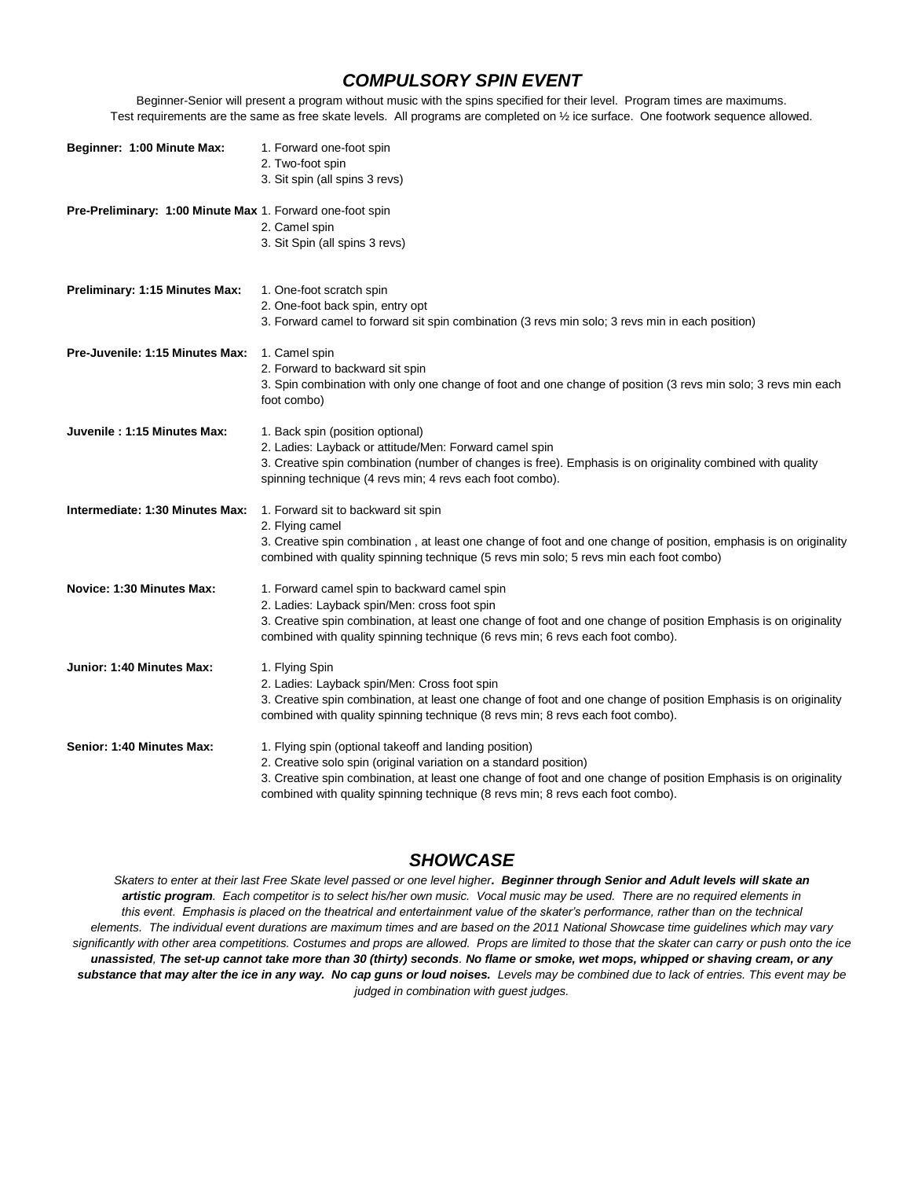## *COMPULSORY SPIN EVENT*

Beginner-Senior will present a program without music with the spins specified for their level. Program times are maximums. Test requirements are the same as free skate levels. All programs are completed on ½ ice surface. One footwork sequence allowed.

**Beginner: 1:00 Minute Max:**
1. Forward one-foot spin
2. Two-foot spin
3. Sit spin (all spins 3 revs)

**Pre-Preliminary: 1:00 Minute Max**
1. Forward one-foot spin
2. Camel spin
3. Sit Spin (all spins 3 revs)

**Preliminary: 1:15 Minutes Max:**
1. One-foot scratch spin
2. One-foot back spin, entry opt
3. Forward camel to forward sit spin combination (3 revs min solo; 3 revs min in each position)

**Pre-Juvenile: 1:15 Minutes Max:**
1. Camel spin
2. Forward to backward sit spin
3. Spin combination with only one change of foot and one change of position (3 revs min solo; 3 revs min each foot combo)

**Juvenile : 1:15 Minutes Max:**
1. Back spin (position optional)
2. Ladies: Layback or attitude/Men: Forward camel spin
3. Creative spin combination (number of changes is free). Emphasis is on originality combined with quality spinning technique (4 revs min; 4 revs each foot combo).

**Intermediate: 1:30 Minutes Max:**
1. Forward sit to backward sit spin
2. Flying camel
3. Creative spin combination , at least one change of foot and one change of position, emphasis is on originality combined with quality spinning technique (5 revs min solo; 5 revs min each foot combo)

**Novice: 1:30 Minutes Max:**
1. Forward camel spin to backward camel spin
2. Ladies: Layback spin/Men: cross foot spin
3. Creative spin combination, at least one change of foot and one change of position Emphasis is on originality combined with quality spinning technique (6 revs min; 6 revs each foot combo).

**Junior: 1:40 Minutes Max:**
1. Flying Spin
2. Ladies: Layback spin/Men: Cross foot spin
3. Creative spin combination, at least one change of foot and one change of position Emphasis is on originality combined with quality spinning technique (8 revs min; 8 revs each foot combo).

**Senior: 1:40 Minutes Max:**
1. Flying spin (optional takeoff and landing position)
2. Creative solo spin (original variation on a standard position)
3. Creative spin combination, at least one change of foot and one change of position Emphasis is on originality combined with quality spinning technique (8 revs min; 8 revs each foot combo).

## *SHOWCASE*

*Skaters to enter at their last Free Skate level passed or one level higher***. Beginner through Senior and Adult levels will skate an artistic program***. Each competitor is to select his/her own music. Vocal music may be used. There are no required elements in this event. Emphasis is placed on the theatrical and entertainment value of the skater's performance, rather than on the technical elements. The individual event durations are maximum times and are based on the 2011 National Showcase time guidelines which may vary significantly with other area competitions. Costumes and props are allowed. Props are limited to those that the skater can carry or push onto the ice* ***unassisted****,* ***The set-up cannot take more than 30 (thirty) seconds****.* ***No flame or smoke, wet mops, whipped or shaving cream, or any substance that may alter the ice in any way. No cap guns or loud noises.*** *Levels may be combined due to lack of entries. This event may be judged in combination with guest judges.*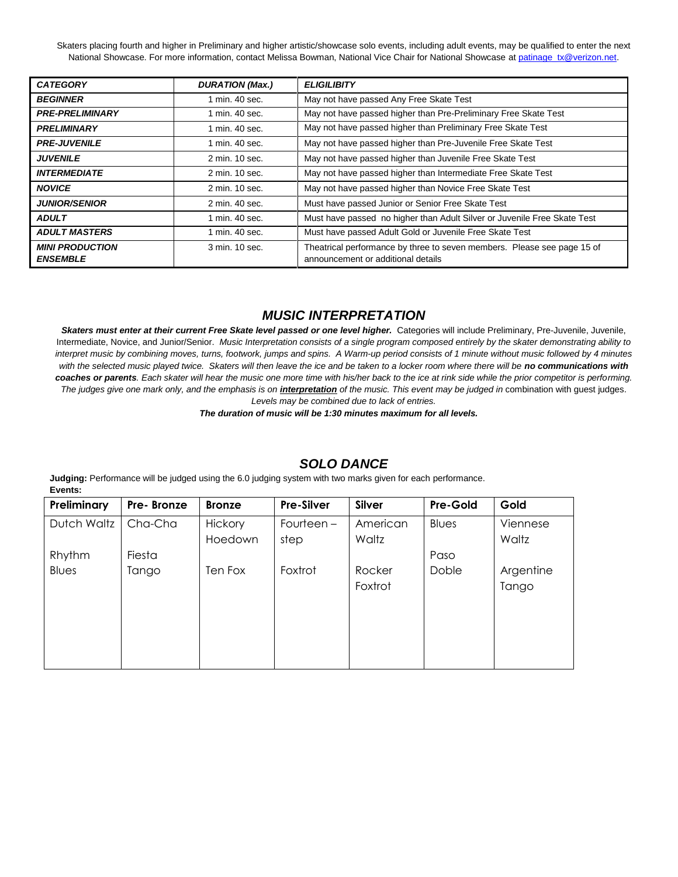Skaters placing fourth and higher in Preliminary and higher artistic/showcase solo events, including adult events, may be qualified to enter the next National Showcase. For more information, contact Melissa Bowman, National Vice Chair for National Showcase at patinage_tx@verizon.net.

| ***CATEGORY*** | ***DURATION (Max.)*** | ***ELIGILIBITY*** |
|---|---|---|
| ***BEGINNER*** | 1 min. 40 sec. | May not have passed Any Free Skate Test |
| ***PRE-PRELIMINARY*** | 1 min. 40 sec. | May not have passed higher than Pre-Preliminary Free Skate Test |
| ***PRELIMINARY*** | 1 min. 40 sec. | May not have passed higher than Preliminary Free Skate Test |
| ***PRE-JUVENILE*** | 1 min. 40 sec. | May not have passed higher than Pre-Juvenile Free Skate Test |
| ***JUVENILE*** | 2 min. 10 sec. | May not have passed higher than Juvenile Free Skate Test |
| ***INTERMEDIATE*** | 2 min. 10 sec. | May not have passed higher than Intermediate Free Skate Test |
| ***NOVICE*** | 2 min. 10 sec. | May not have passed higher than Novice Free Skate Test |
| ***JUNIOR/SENIOR*** | 2 min. 40 sec. | Must have passed Junior or Senior Free Skate Test |
| ***ADULT*** | 1 min. 40 sec. | Must have passed no higher than Adult Silver or Juvenile Free Skate Test |
| ***ADULT MASTERS*** | 1 min. 40 sec. | Must have passed Adult Gold or Juvenile Free Skate Test |
| ***MINI PRODUCTION ENSEMBLE*** | 3 min. 10 sec. | Theatrical performance by three to seven members. Please see page 15 of announcement or additional details |

## *MUSIC INTERPRETATION*

***Skaters must enter at their current Free Skate level passed or one level higher.*** Categories will include Preliminary, Pre-Juvenile, Juvenile, Intermediate, Novice, and Junior/Senior. *Music Interpretation consists of a single program composed entirely by the skater demonstrating ability to interpret music by combining moves, turns, footwork, jumps and spins. A Warm-up period consists of 1 minute without music followed by 4 minutes with the selected music played twice. Skaters will then leave the ice and be taken to a locker room where there will be* ***no communications with coaches or parents****. Each skater will hear the music one more time with his/her back to the ice at rink side while the prior competitor is performing. The judges give one mark only, and the emphasis is on* ***interpretation*** *of the music. This event may be judged in* combination with guest judges. *Levels may be combined due to lack of entries.*

***The duration of music will be 1:30 minutes maximum for all levels.***

## *SOLO DANCE*

**Judging:** Performance will be judged using the 6.0 judging system with two marks given for each performance.
**Events:**

| **Preliminary** | **Pre- Bronze** | **Bronze** | **Pre-Silver** | **Silver** | **Pre-Gold** | **Gold** |
|---|---|---|---|---|---|---|
| Dutch Waltz | Cha-Cha | Hickory Hoedown | Fourteen – step | American Waltz | Blues | Viennese Waltz |
| Rhythm Blues | Fiesta Tango | Ten Fox | Foxtrot | Rocker Foxtrot | Paso Doble | Argentine Tango |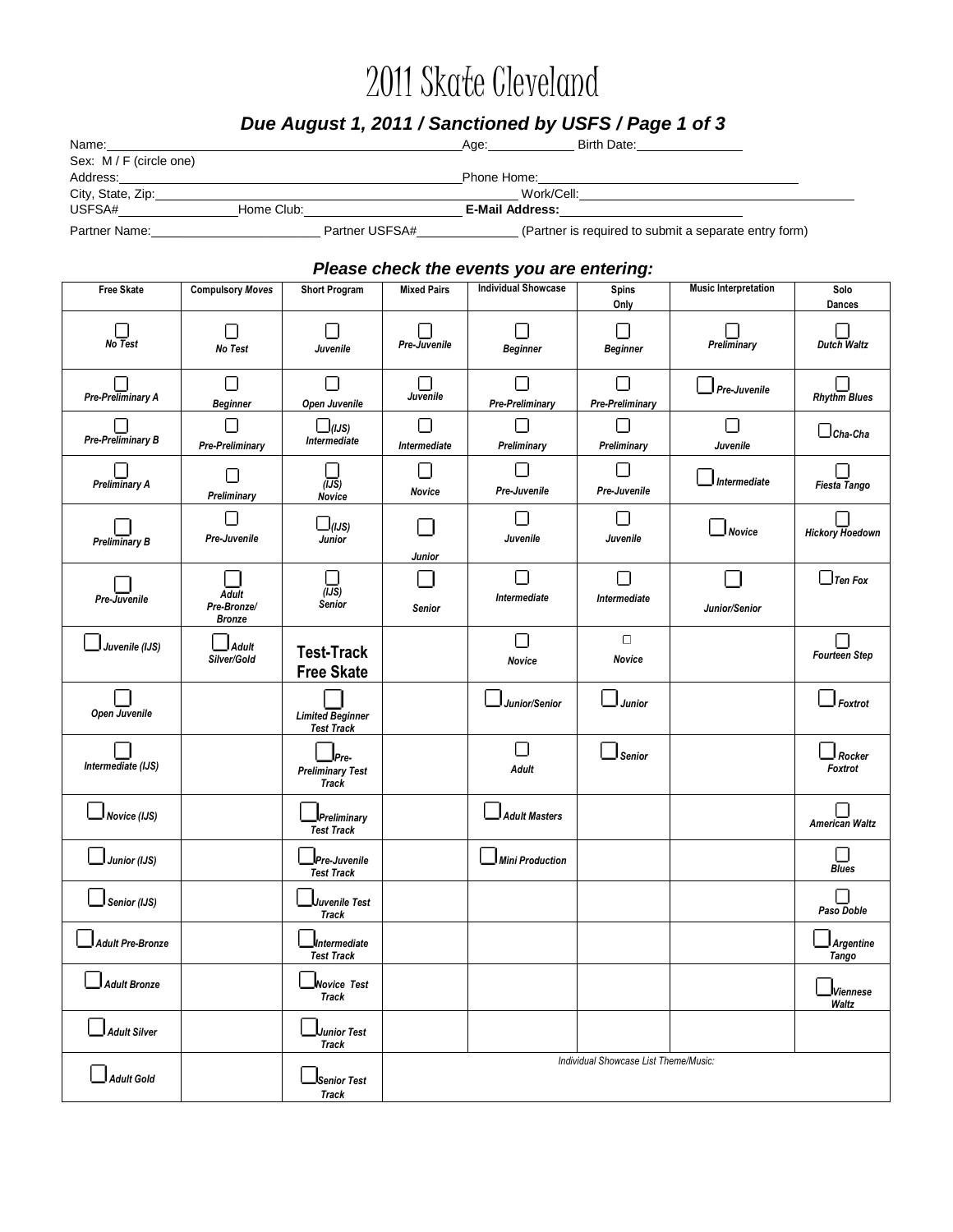# 2011 Skate Cleveland

### *Due August 1, 2011 / Sanctioned by USFS / Page 1 of 3*

Name:\_\_\_\_\_\_\_\_\_\_\_\_\_\_\_\_\_\_\_\_\_\_\_\_\_\_\_\_\_\_\_\_\_\_\_\_\_\_\_\_ Age:\_\_\_\_\_\_\_\_\_\_ Birth Date:\_\_\_\_\_\_\_\_\_\_\_\_

Sex: M / F (circle one)

Address:\_\_\_\_\_\_\_\_\_\_\_\_\_\_\_\_\_\_\_\_\_\_\_\_\_\_\_\_\_\_\_\_\_\_\_\_\_\_\_\_ Phone Home:\_\_\_\_\_\_\_\_\_\_\_\_\_\_\_\_\_\_\_\_\_\_\_\_\_\_\_\_\_\_

City, State, Zip:\_\_\_\_\_\_\_\_\_\_\_\_\_\_\_\_\_\_\_\_\_\_\_\_\_\_\_\_\_\_\_\_\_\_\_\_\_\_\_\_ Work/Cell:\_\_\_\_\_\_\_\_\_\_\_\_\_\_\_\_\_\_\_\_\_\_\_\_\_\_\_\_\_\_

USFSA#\_\_\_\_\_\_\_\_\_\_\_\_\_\_ Home Club:\_\_\_\_\_\_\_\_\_\_\_\_\_\_\_\_\_\_ **E-Mail Address:**\_\_\_\_\_\_\_\_\_\_\_\_\_\_\_\_\_\_\_\_

Partner Name:\_\_\_\_\_\_\_\_\_\_\_\_\_\_\_\_\_\_\_\_ Partner USFSA#\_\_\_\_\_\_\_\_\_\_\_\_ (Partner is required to submit a separate entry form)

### *Please check the events you are entering:*

| Free Skate | Compulsory *Moves* | Short Program | Mixed Pairs | Individual Showcase | Spins Only | Music Interpretation | Solo Dances |
|---|---|---|---|---|---|---|---|
| ☐ *No Test* | ☐ *No Test* | ☐ *Juvenile* | ☐ *Pre-Juvenile* | ☐ *Beginner* | ☐ *Beginner* | ☐ *Preliminary* | ☐ *Dutch Waltz* |
| ☐ *Pre-Preliminary A* | ☐ *Beginner* | ☐ *Open Juvenile* | ☐ *Juvenile* | ☐ *Pre-Preliminary* | ☐ *Pre-Preliminary* | ☐ *Pre-Juvenile* | ☐ *Rhythm Blues* |
| ☐ *Pre-Preliminary B* | ☐ *Pre-Preliminary* | ☐ *(IJS) Intermediate* | ☐ *Intermediate* | ☐ *Preliminary* | ☐ *Preliminary* | ☐ *Juvenile* | ☐ *Cha-Cha* |
| ☐ *Preliminary A* | ☐ *Preliminary* | ☐ *(IJS) Novice* | ☐ *Novice* | ☐ *Pre-Juvenile* | ☐ *Pre-Juvenile* | ☐ *Intermediate* | ☐ *Fiesta Tango* |
| ☐ *Preliminary B* | ☐ *Pre-Juvenile* | ☐ *(IJS) Junior* | ☐ *Junior* | ☐ *Juvenile* | ☐ *Juvenile* | ☐ *Novice* | ☐ *Hickory Hoedown* |
| ☐ *Pre-Juvenile* | ☐ *Adult Pre-Bronze/ Bronze* | ☐ *(IJS) Senior* | ☐ *Senior* | ☐ *Intermediate* | ☐ *Intermediate* | ☐ *Junior/Senior* | ☐ *Ten Fox* |
| ☐ *Juvenile (IJS)* | ☐ *Adult Silver/Gold* | **Test-Track Free Skate** | | ☐ *Novice* | ☐ *Novice* | | ☐ *Fourteen Step* |
| ☐ *Open Juvenile* | | ☐ *Limited Beginner Test Track* | | ☐ *Junior/Senior* | ☐ *Junior* | | ☐ *Foxtrot* |
| ☐ *Intermediate (IJS)* | | ☐ *Pre-Preliminary Test Track* | | ☐ *Adult* | ☐ *Senior* | | ☐ *Rocker Foxtrot* |
| ☐ *Novice (IJS)* | | ☐ *Preliminary Test Track* | | ☐ *Adult Masters* | | | ☐ *American Waltz* |
| ☐ *Junior (IJS)* | | ☐ *Pre-Juvenile Test Track* | | ☐ *Mini Production* | | | ☐ *Blues* |
| ☐ *Senior (IJS)* | | ☐ *Juvenile Test Track* | | | | | ☐ *Paso Doble* |
| ☐ *Adult Pre-Bronze* | | ☐ *Intermediate Test Track* | | | | | ☐ *Argentine Tango* |
| ☐ *Adult Bronze* | | ☐ *Novice Test Track* | | | | | ☐ *Viennese Waltz* |
| ☐ *Adult Silver* | | ☐ *Junior Test Track* | | | | | |
| ☐ *Adult Gold* | | ☐ *Senior Test Track* | *Individual Showcase List Theme/Music:* | | | | |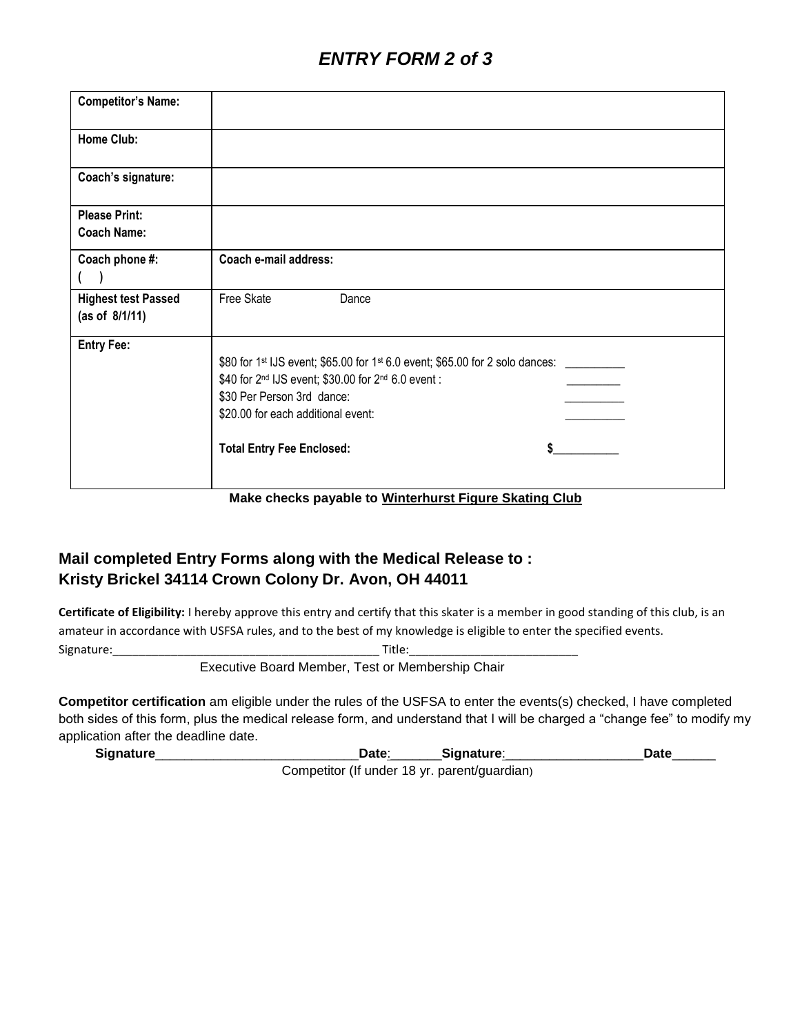# *ENTRY FORM 2 of 3*

| **Competitor's Name:** | |
|---|---|
| **Home Club:** | |
| **Coach's signature:** | |
| **Please Print:** **Coach Name:** | |
| **Coach phone #:** ( ) | **Coach e-mail address:** |
| **Highest test Passed (as of 8/1/11)** | Free Skate Dance |
| **Entry Fee:** | \$80 for 1st IJS event; \$65.00 for 1st 6.0 event; \$65.00 for 2 solo dances: __________<br>\$40 for 2nd IJS event; \$30.00 for 2nd 6.0 event : _________<br>\$30 Per Person 3rd dance: __________<br>\$20.00 for each additional event: __________<br><br>**Total Entry Fee Enclosed:** **\$**___________ |

**Make checks payable to <u>Winterhurst Figure Skating Club</u>**

## Mail completed Entry Forms along with the Medical Release to : Kristy Brickel 34114 Crown Colony Dr. Avon, OH 44011

**Certificate of Eligibility:** I hereby approve this entry and certify that this skater is a member in good standing of this club, is an amateur in accordance with USFSA rules, and to the best of my knowledge is eligible to enter the specified events.

Signature:_________________________________________ Title:_________________________

Executive Board Member, Test or Membership Chair

**Competitor certification** am eligible under the rules of the USFSA to enter the events(s) checked, I have completed both sides of this form, plus the medical release form, and understand that I will be charged a "change fee" to modify my application after the deadline date.

**Signature**____________________________**Date**:_______**Signature**:___________________**Date**______

Competitor (If under 18 yr. parent/guardian)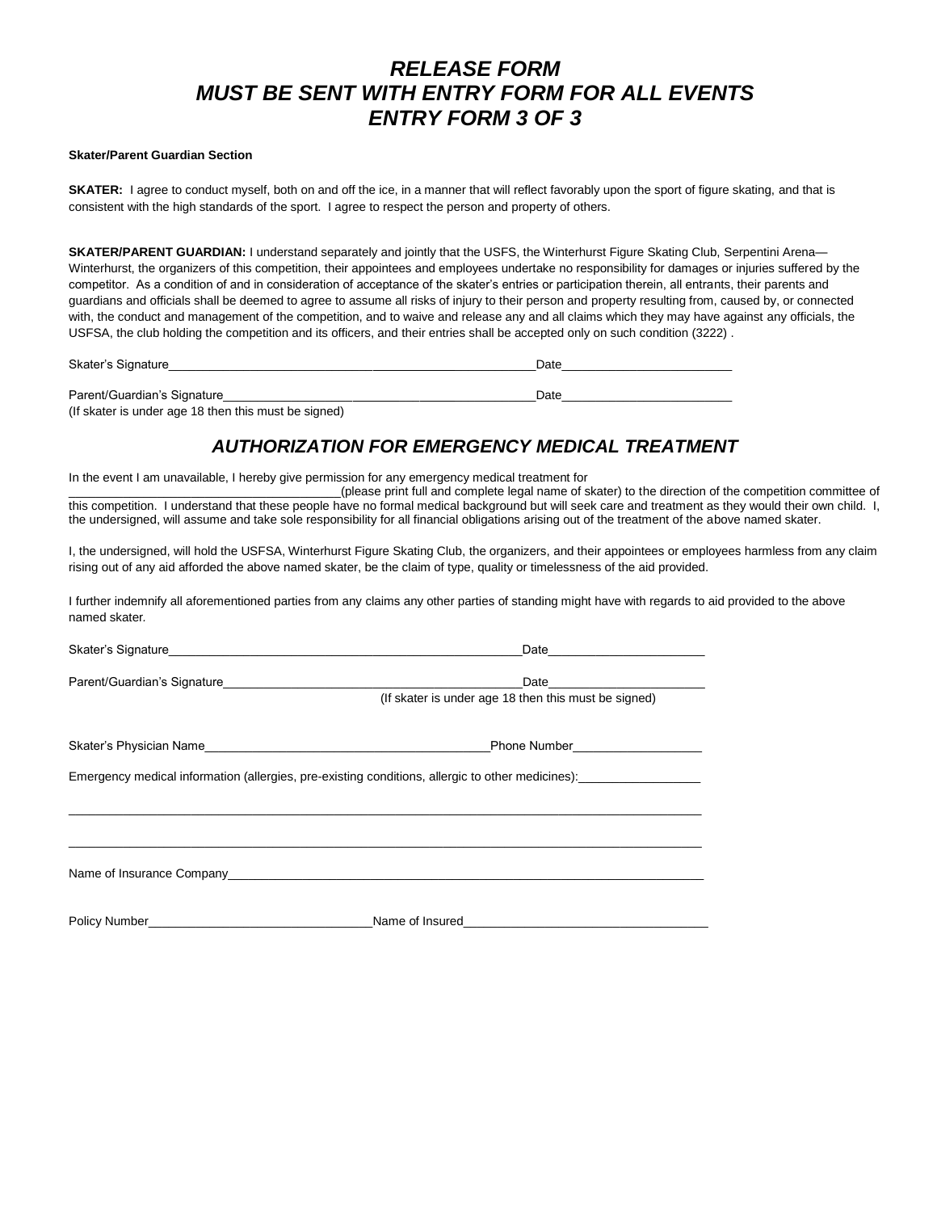# *RELEASE FORM*
# *MUST BE SENT WITH ENTRY FORM FOR ALL EVENTS*
# *ENTRY FORM 3 OF 3*

**Skater/Parent Guardian Section**

**SKATER:** I agree to conduct myself, both on and off the ice, in a manner that will reflect favorably upon the sport of figure skating, and that is consistent with the high standards of the sport. I agree to respect the person and property of others.

**SKATER/PARENT GUARDIAN:** I understand separately and jointly that the USFS, the Winterhurst Figure Skating Club, Serpentini Arena—Winterhurst, the organizers of this competition, their appointees and employees undertake no responsibility for damages or injuries suffered by the competitor. As a condition of and in consideration of acceptance of the skater's entries or participation therein, all entrants, their parents and guardians and officials shall be deemed to agree to assume all risks of injury to their person and property resulting from, caused by, or connected with, the conduct and management of the competition, and to waive and release any and all claims which they may have against any officials, the USFSA, the club holding the competition and its officers, and their entries shall be accepted only on such condition (3222) .

Skater's Signature______________________________________________________Date________________________

Parent/Guardian's Signature______________________________________________Date________________________
(If skater is under age 18 then this must be signed)

## *AUTHORIZATION FOR EMERGENCY MEDICAL TREATMENT*

In the event I am unavailable, I hereby give permission for any emergency medical treatment for ________________________________________(please print full and complete legal name of skater) to the direction of the competition committee of this competition. I understand that these people have no formal medical background but will seek care and treatment as they would their own child. I, the undersigned, will assume and take sole responsibility for all financial obligations arising out of the treatment of the above named skater.

I, the undersigned, will hold the USFSA, Winterhurst Figure Skating Club, the organizers, and their appointees or employees harmless from any claim rising out of any aid afforded the above named skater, be the claim of type, quality or timelessness of the aid provided.

I further indemnify all aforementioned parties from any claims any other parties of standing might have with regards to aid provided to the above named skater.

Skater's Signature_____________________________________________________Date______________________

Parent/Guardian's Signature______________________________________________Date______________________
(If skater is under age 18 then this must be signed)

Skater's Physician Name__________________________________________Phone Number__________________

Emergency medical information (allergies, pre-existing conditions, allergic to other medicines):_________________

____________________________________________________________________________________________

____________________________________________________________________________________________

Name of Insurance Company_______________________________________________________________________

Policy Number________________________________Name of Insured___________________________________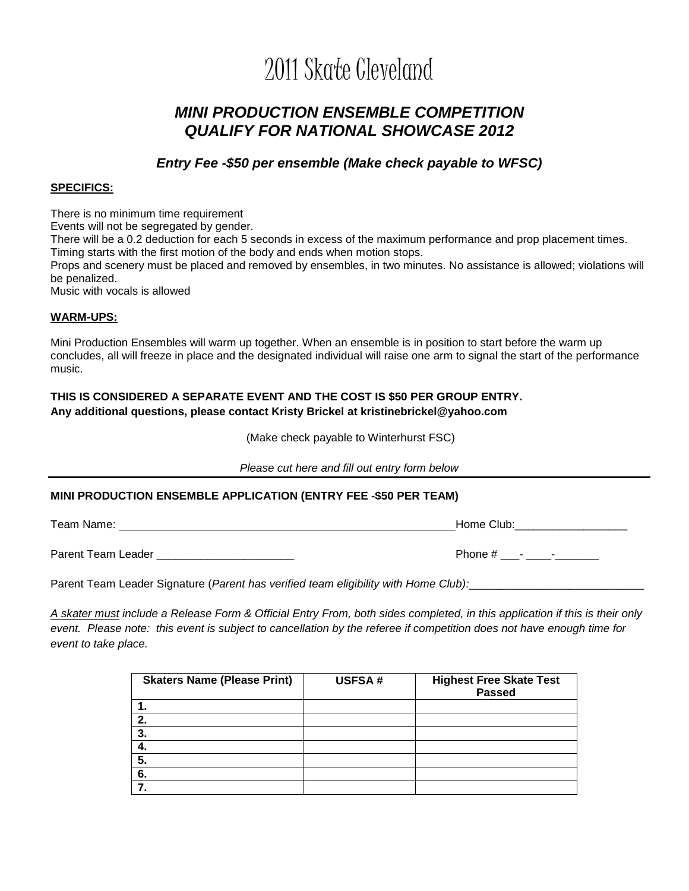# 2011 Skate Cleveland

## *MINI PRODUCTION ENSEMBLE COMPETITION*
## *QUALIFY FOR NATIONAL SHOWCASE 2012*

### *Entry Fee -$50 per ensemble (Make check payable to WFSC)*

**SPECIFICS:**

There is no minimum time requirement
Events will not be segregated by gender.
There will be a 0.2 deduction for each 5 seconds in excess of the maximum performance and prop placement times.
Timing starts with the first motion of the body and ends when motion stops.
Props and scenery must be placed and removed by ensembles, in two minutes. No assistance is allowed; violations will be penalized.
Music with vocals is allowed

**WARM-UPS:**

Mini Production Ensembles will warm up together. When an ensemble is in position to start before the warm up concludes, all will freeze in place and the designated individual will raise one arm to signal the start of the performance music.

**THIS IS CONSIDERED A SEPARATE EVENT AND THE COST IS $50 PER GROUP ENTRY.**
**Any additional questions, please contact Kristy Brickel at kristinebrickel@yahoo.com**

(Make check payable to Winterhurst FSC)

*Please cut here and fill out entry form below*

---

**MINI PRODUCTION ENSEMBLE APPLICATION (ENTRY FEE -$50 PER TEAM)**

Team Name: ______________________________________________________ Home Club:__________________

Parent Team Leader ______________________ Phone # ___- ____-_______

Parent Team Leader Signature (*Parent has verified team eligibility with Home Club):*____________________________

*A skater must include a Release Form & Official Entry From, both sides completed, in this application if this is their only event. Please note: this event is subject to cancellation by the referee if competition does not have enough time for event to take place.*

| Skaters Name (Please Print) | USFSA # | Highest Free Skate Test Passed |
|---|---|---|
| 1. | | |
| 2. | | |
| 3. | | |
| 4. | | |
| 5. | | |
| 6. | | |
| 7. | | |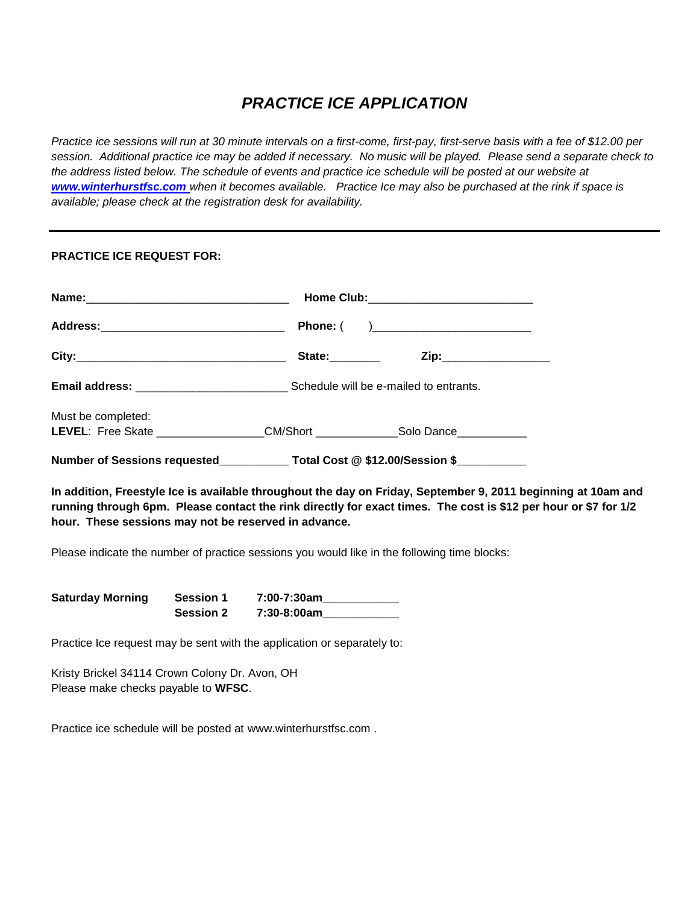# *PRACTICE ICE APPLICATION*

*Practice ice sessions will run at 30 minute intervals on a first-come, first-pay, first-serve basis with a fee of $12.00 per session. Additional practice ice may be added if necessary. No music will be played. Please send a separate check to the address listed below. The schedule of events and practice ice schedule will be posted at our website at* ***[www.winterhurstfsc.com](http://www.winterhurstfsc.com)*** *when it becomes available. Practice Ice may also be purchased at the rink if space is available; please check at the registration desk for availability.*

---

**PRACTICE ICE REQUEST FOR:**

**Name:**________________________________ **Home Club:**_________________________

**Address:**_____________________________ **Phone:** ( )________________________

**City:**________________________________ **State:**________ **Zip:**________________

**Email address:** _______________________ Schedule will be e-mailed to entrants.

Must be completed:
**LEVEL**: Free Skate ________________CM/Short ____________Solo Dance__________

**Number of Sessions requested**__________ **Total Cost @ $12.00/Session $**__________

**In addition, Freestyle Ice is available throughout the day on Friday, September 9, 2011 beginning at 10am and running through 6pm. Please contact the rink directly for exact times. The cost is $12 per hour or $7 for 1/2 hour. These sessions may not be reserved in advance.**

Please indicate the number of practice sessions you would like in the following time blocks:

| | | |
|---|---|---|
| **Saturday Morning** | **Session 1** | **7:00-7:30am**___________ |
| | **Session 2** | **7:30-8:00am**___________ |

Practice Ice request may be sent with the application or separately to:

Kristy Brickel 34114 Crown Colony Dr. Avon, OH
Please make checks payable to **WFSC**.

Practice ice schedule will be posted at www.winterhurstfsc.com .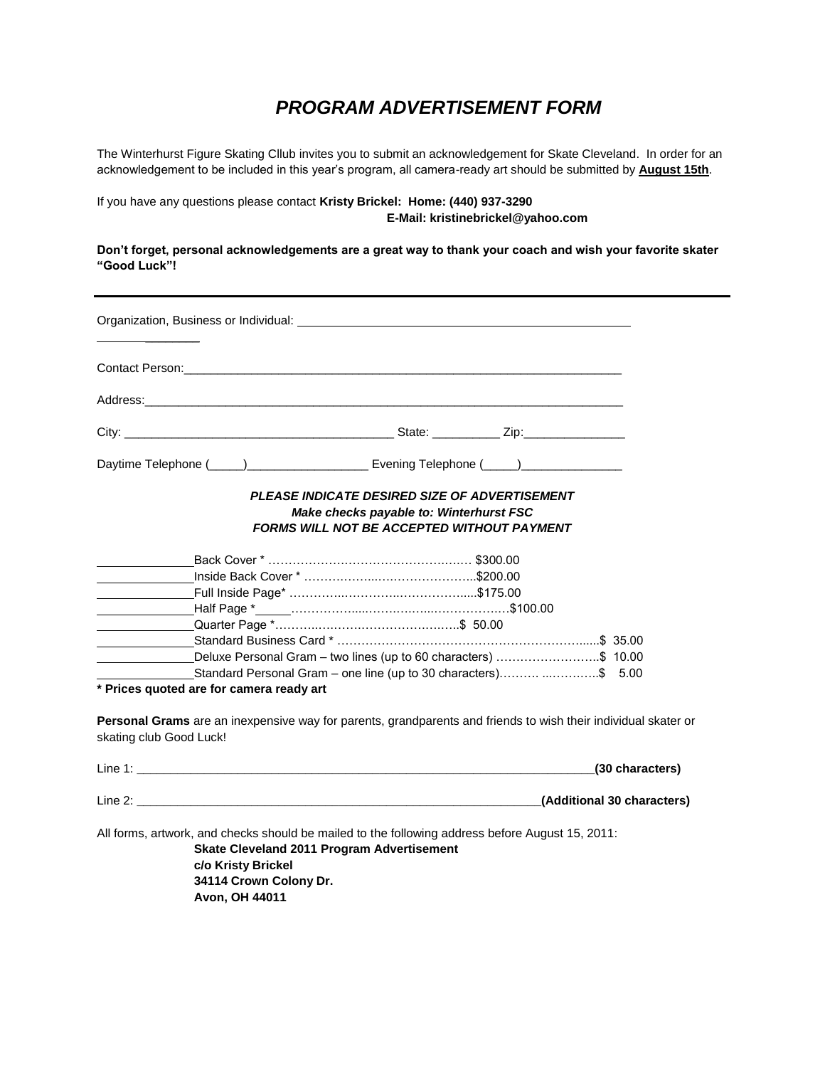# *PROGRAM ADVERTISEMENT FORM*

The Winterhurst Figure Skating Cllub invites you to submit an acknowledgement for Skate Cleveland. In order for an acknowledgement to be included in this year's program, all camera-ready art should be submitted by **August 15th**.

If you have any questions please contact **Kristy Brickel: Home: (440) 937-3290**
**E-Mail: kristinebrickel@yahoo.com**

**Don't forget, personal acknowledgements are a great way to thank your coach and wish your favorite skater "Good Luck"!**

---

Organization, Business or Individual: ____________________________________________

Contact Person:____________________________________________________________

Address:_________________________________________________________________

City: _________________________________ State: _________ Zip:_____________

Daytime Telephone (_____)_________________ Evening Telephone (_____)______________

***PLEASE INDICATE DESIRED SIZE OF ADVERTISEMENT***
***Make checks payable to: Winterhurst FSC***
***FORMS WILL NOT BE ACCEPTED WITHOUT PAYMENT***

___________Back Cover * …………………………………………… $300.00
___________Inside Back Cover * ……………………………………..$200.00
___________Full Inside Page* …………………………………………....$175.00
___________Half Page *_____……………………………………………$100.00
___________Quarter Page *……………………………………………..$ 50.00
___________Standard Business Card * ………………………………………………………......$ 35.00
___________Deluxe Personal Gram – two lines (up to 60 characters) ……………………..$ 10.00
___________Standard Personal Gram – one line (up to 30 characters)………. ..………..$ 5.00

**\* Prices quoted are for camera ready art**

**Personal Grams** are an inexpensive way for parents, grandparents and friends to wish their individual skater or skating club Good Luck!

Line 1: ______________________________________________________________**(30 characters)**

Line 2: _____________________________________________________**(Additional 30 characters)**

All forms, artwork, and checks should be mailed to the following address before August 15, 2011:

**Skate Cleveland 2011 Program Advertisement**
**c/o Kristy Brickel**
**34114 Crown Colony Dr.**
**Avon, OH 44011**